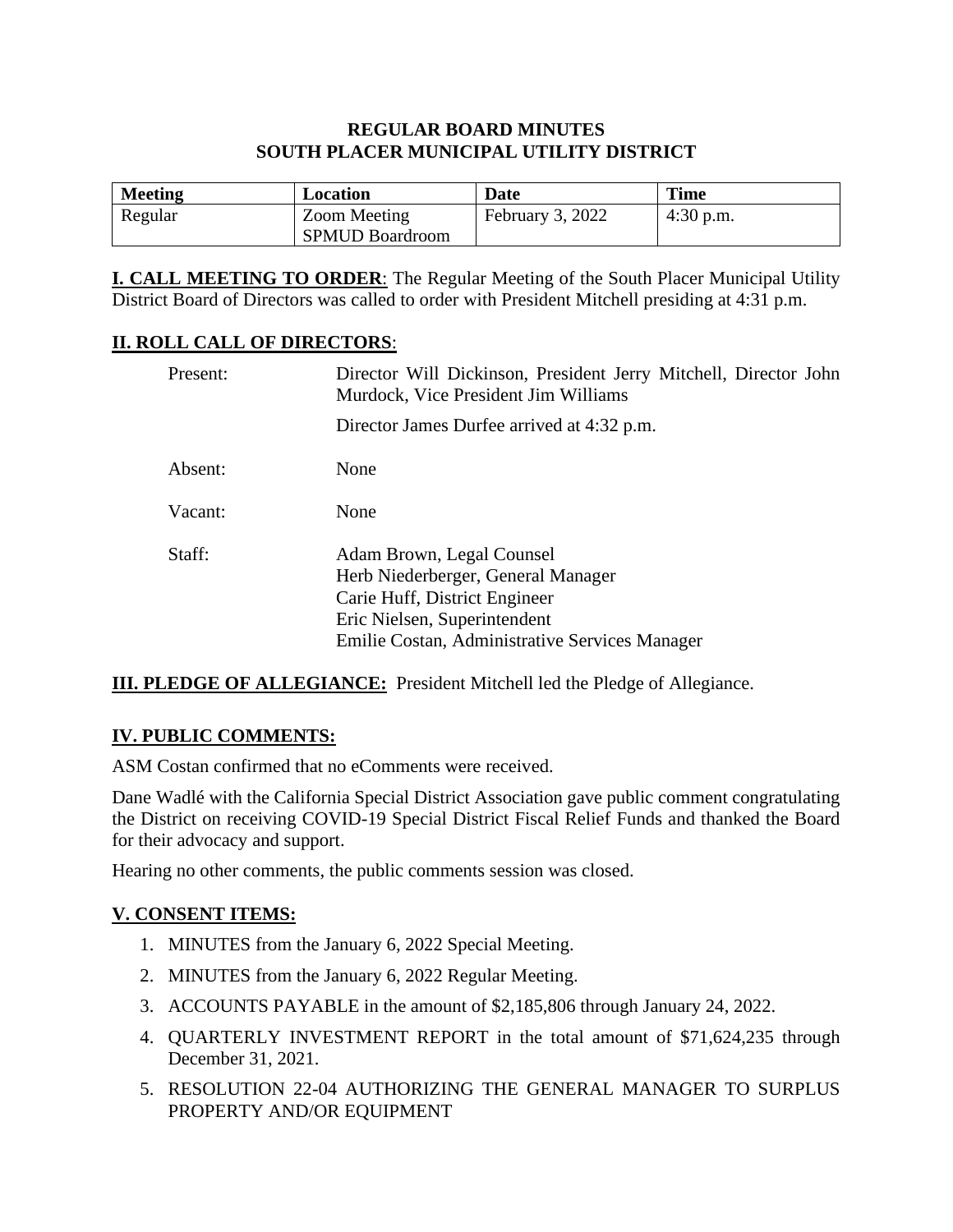# REGULAR BOARD MINUTES
# SOUTH PLACER MUNICIPAL UTILITY DISTRICT

| Meeting | Location | Date | Time |
|---|---|---|---|
| Regular | Zoom Meeting SPMUD Boardroom | February 3, 2022 | 4:30 p.m. |

**I. CALL MEETING TO ORDER**: The Regular Meeting of the South Placer Municipal Utility District Board of Directors was called to order with President Mitchell presiding at 4:31 p.m.

**II. ROLL CALL OF DIRECTORS**:

Present: Director Will Dickinson, President Jerry Mitchell, Director John Murdock, Vice President Jim Williams

Director James Durfee arrived at 4:32 p.m.

Absent: None

Vacant: None

Staff: Adam Brown, Legal Counsel
Herb Niederberger, General Manager
Carie Huff, District Engineer
Eric Nielsen, Superintendent
Emilie Costan, Administrative Services Manager

**III. PLEDGE OF ALLEGIANCE:** President Mitchell led the Pledge of Allegiance.

**IV. PUBLIC COMMENTS:**

ASM Costan confirmed that no eComments were received.

Dane Wadlé with the California Special District Association gave public comment congratulating the District on receiving COVID-19 Special District Fiscal Relief Funds and thanked the Board for their advocacy and support.

Hearing no other comments, the public comments session was closed.

**V. CONSENT ITEMS:**

1. MINUTES from the January 6, 2022 Special Meeting.
2. MINUTES from the January 6, 2022 Regular Meeting.
3. ACCOUNTS PAYABLE in the amount of $2,185,806 through January 24, 2022.
4. QUARTERLY INVESTMENT REPORT in the total amount of $71,624,235 through December 31, 2021.
5. RESOLUTION 22-04 AUTHORIZING THE GENERAL MANAGER TO SURPLUS PROPERTY AND/OR EQUIPMENT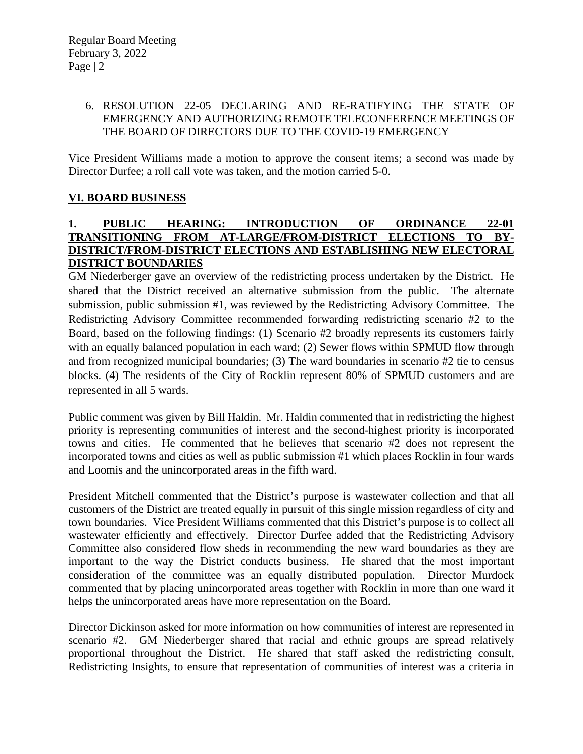6. RESOLUTION 22-05 DECLARING AND RE-RATIFYING THE STATE OF EMERGENCY AND AUTHORIZING REMOTE TELECONFERENCE MEETINGS OF THE BOARD OF DIRECTORS DUE TO THE COVID-19 EMERGENCY

Vice President Williams made a motion to approve the consent items; a second was made by Director Durfee; a roll call vote was taken, and the motion carried 5-0.

## VI. BOARD BUSINESS

### 1. PUBLIC HEARING: INTRODUCTION OF ORDINANCE 22-01 TRANSITIONING FROM AT-LARGE/FROM-DISTRICT ELECTIONS TO BY-DISTRICT/FROM-DISTRICT ELECTIONS AND ESTABLISHING NEW ELECTORAL DISTRICT BOUNDARIES

GM Niederberger gave an overview of the redistricting process undertaken by the District. He shared that the District received an alternative submission from the public. The alternate submission, public submission #1, was reviewed by the Redistricting Advisory Committee. The Redistricting Advisory Committee recommended forwarding redistricting scenario #2 to the Board, based on the following findings: (1) Scenario #2 broadly represents its customers fairly with an equally balanced population in each ward; (2) Sewer flows within SPMUD flow through and from recognized municipal boundaries; (3) The ward boundaries in scenario #2 tie to census blocks. (4) The residents of the City of Rocklin represent 80% of SPMUD customers and are represented in all 5 wards.

Public comment was given by Bill Haldin. Mr. Haldin commented that in redistricting the highest priority is representing communities of interest and the second-highest priority is incorporated towns and cities. He commented that he believes that scenario #2 does not represent the incorporated towns and cities as well as public submission #1 which places Rocklin in four wards and Loomis and the unincorporated areas in the fifth ward.

President Mitchell commented that the District's purpose is wastewater collection and that all customers of the District are treated equally in pursuit of this single mission regardless of city and town boundaries. Vice President Williams commented that this District's purpose is to collect all wastewater efficiently and effectively. Director Durfee added that the Redistricting Advisory Committee also considered flow sheds in recommending the new ward boundaries as they are important to the way the District conducts business. He shared that the most important consideration of the committee was an equally distributed population. Director Murdock commented that by placing unincorporated areas together with Rocklin in more than one ward it helps the unincorporated areas have more representation on the Board.

Director Dickinson asked for more information on how communities of interest are represented in scenario #2. GM Niederberger shared that racial and ethnic groups are spread relatively proportional throughout the District. He shared that staff asked the redistricting consult, Redistricting Insights, to ensure that representation of communities of interest was a criteria in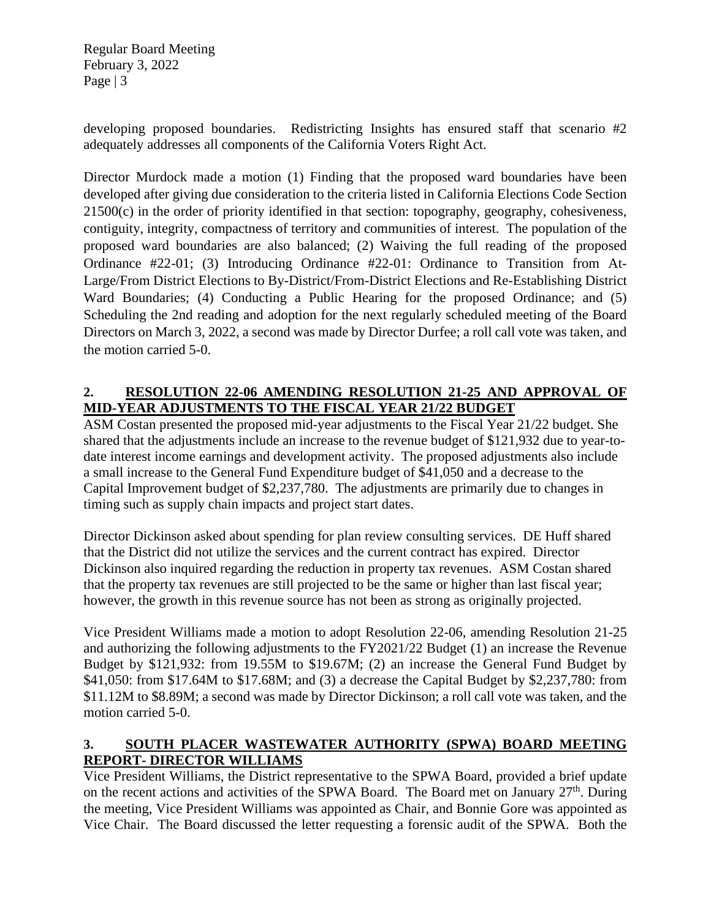developing proposed boundaries. Redistricting Insights has ensured staff that scenario #2 adequately addresses all components of the California Voters Right Act.

Director Murdock made a motion (1) Finding that the proposed ward boundaries have been developed after giving due consideration to the criteria listed in California Elections Code Section 21500(c) in the order of priority identified in that section: topography, geography, cohesiveness, contiguity, integrity, compactness of territory and communities of interest. The population of the proposed ward boundaries are also balanced; (2) Waiving the full reading of the proposed Ordinance #22-01; (3) Introducing Ordinance #22-01: Ordinance to Transition from At-Large/From District Elections to By-District/From-District Elections and Re-Establishing District Ward Boundaries; (4) Conducting a Public Hearing for the proposed Ordinance; and (5) Scheduling the 2nd reading and adoption for the next regularly scheduled meeting of the Board Directors on March 3, 2022, a second was made by Director Durfee; a roll call vote was taken, and the motion carried 5-0.

## 2. RESOLUTION 22-06 AMENDING RESOLUTION 21-25 AND APPROVAL OF MID-YEAR ADJUSTMENTS TO THE FISCAL YEAR 21/22 BUDGET

ASM Costan presented the proposed mid-year adjustments to the Fiscal Year 21/22 budget. She shared that the adjustments include an increase to the revenue budget of $121,932 due to year-to-date interest income earnings and development activity. The proposed adjustments also include a small increase to the General Fund Expenditure budget of $41,050 and a decrease to the Capital Improvement budget of $2,237,780. The adjustments are primarily due to changes in timing such as supply chain impacts and project start dates.

Director Dickinson asked about spending for plan review consulting services. DE Huff shared that the District did not utilize the services and the current contract has expired. Director Dickinson also inquired regarding the reduction in property tax revenues. ASM Costan shared that the property tax revenues are still projected to be the same or higher than last fiscal year; however, the growth in this revenue source has not been as strong as originally projected.

Vice President Williams made a motion to adopt Resolution 22-06, amending Resolution 21-25 and authorizing the following adjustments to the FY2021/22 Budget (1) an increase the Revenue Budget by $121,932: from 19.55M to $19.67M; (2) an increase the General Fund Budget by $41,050: from $17.64M to $17.68M; and (3) a decrease the Capital Budget by $2,237,780: from $11.12M to $8.89M; a second was made by Director Dickinson; a roll call vote was taken, and the motion carried 5-0.

## 3. SOUTH PLACER WASTEWATER AUTHORITY (SPWA) BOARD MEETING REPORT- DIRECTOR WILLIAMS

Vice President Williams, the District representative to the SPWA Board, provided a brief update on the recent actions and activities of the SPWA Board. The Board met on January 27th. During the meeting, Vice President Williams was appointed as Chair, and Bonnie Gore was appointed as Vice Chair. The Board discussed the letter requesting a forensic audit of the SPWA. Both the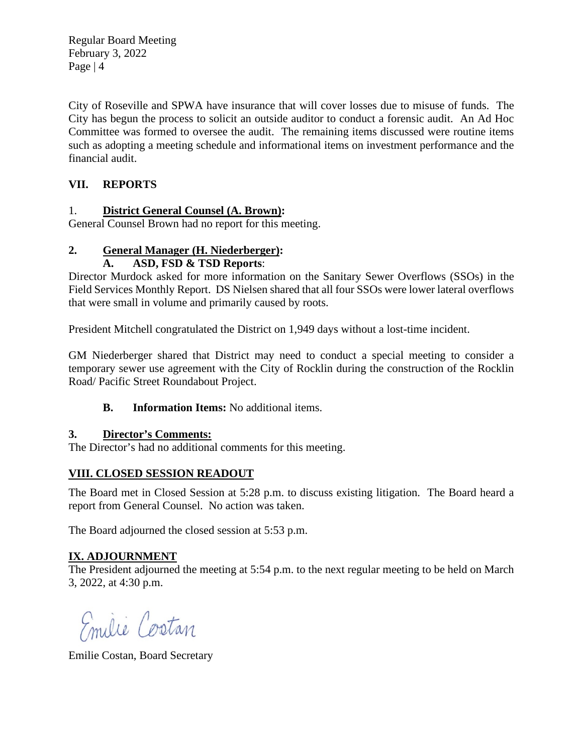City of Roseville and SPWA have insurance that will cover losses due to misuse of funds. The City has begun the process to solicit an outside auditor to conduct a forensic audit. An Ad Hoc Committee was formed to oversee the audit. The remaining items discussed were routine items such as adopting a meeting schedule and informational items on investment performance and the financial audit.

## VII. REPORTS

1. **District General Counsel (A. Brown):**

General Counsel Brown had no report for this meeting.

**2. General Manager (H. Niederberger):**

**A. ASD, FSD & TSD Reports**:

Director Murdock asked for more information on the Sanitary Sewer Overflows (SSOs) in the Field Services Monthly Report. DS Nielsen shared that all four SSOs were lower lateral overflows that were small in volume and primarily caused by roots.

President Mitchell congratulated the District on 1,949 days without a lost-time incident.

GM Niederberger shared that District may need to conduct a special meeting to consider a temporary sewer use agreement with the City of Rocklin during the construction of the Rocklin Road/ Pacific Street Roundabout Project.

**B. Information Items:** No additional items.

**3. Director's Comments:**

The Director's had no additional comments for this meeting.

## VIII. CLOSED SESSION READOUT

The Board met in Closed Session at 5:28 p.m. to discuss existing litigation. The Board heard a report from General Counsel. No action was taken.

The Board adjourned the closed session at 5:53 p.m.

## IX. ADJOURNMENT

The President adjourned the meeting at 5:54 p.m. to the next regular meeting to be held on March 3, 2022, at 4:30 p.m.

Emilie Costan

Emilie Costan, Board Secretary